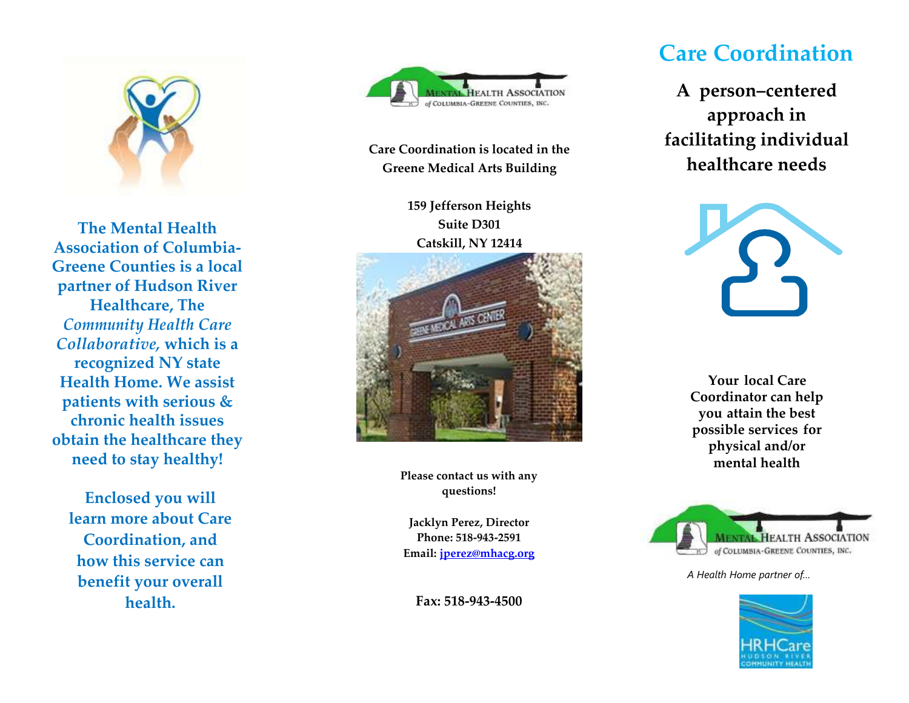The Mental Health Association of Columbia-Greene Counties is a local partner of Hudson River Healthcare, The *Community Health Care Collaborative,* which is a recognized NY state Health Home. We assist patients with serious & chronic health issues obtain the healthcare they need to stay healthy!

Enclosed you will learn more about Care Coordination, and how this service can benefit your overall health.

MENTAL HEALTH ASSOCIATION of COLUMBIA-GREENE COUNTIES, INC.

**Care Coordination is located in the Greene Medical Arts Building**

**159 Jefferson Heights**
**Suite D301**
**Catskill, NY 12414**

**Please contact us with any questions!**

**Jacklyn Perez, Director**
**Phone: 518-943-2591**
**Email: jperez@mhacg.org**

**Fax: 518-943-4500**

# Care Coordination

## A person–centered approach in facilitating individual healthcare needs

**Your local Care Coordinator can help you attain the best possible services for physical and/or mental health**

MENTAL HEALTH ASSOCIATION of COLUMBIA-GREENE COUNTIES, INC.

*A Health Home partner of...*

HRHCare HUDSON RIVER COMMUNITY HEALTH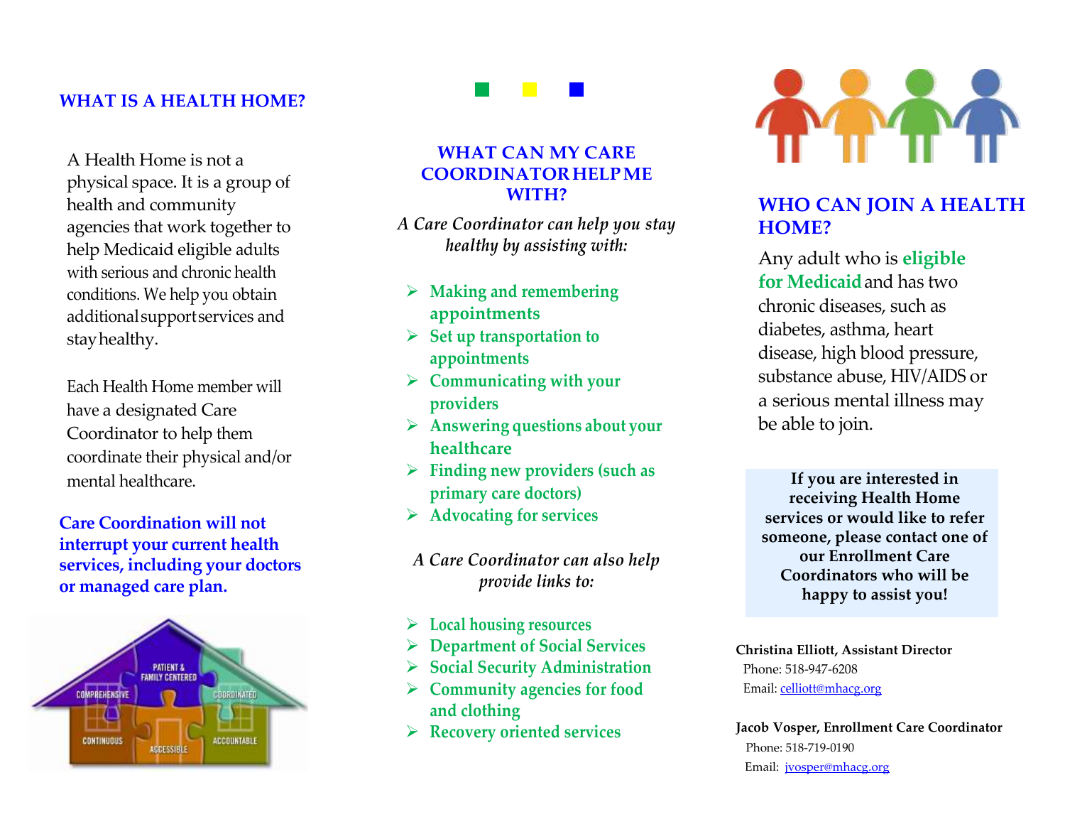## WHAT IS A HEALTH HOME?

A Health Home is not a physical space. It is a group of health and community agencies that work together to help Medicaid eligible adults with serious and chronic health conditions. We help you obtain additional support services and stay healthy.

Each Health Home member will have a designated Care Coordinator to help them coordinate their physical and/or mental healthcare.

**Care Coordination will not interrupt your current health services, including your doctors or managed care plan.**

PATIENT & FAMILY CENTERED

COMPREHENSIVE

COORDINATED

CONTINUOUS

ACCESSIBLE

ACCOUNTABLE

## WHAT CAN MY CARE COORDINATOR HELP ME WITH?

*A Care Coordinator can help you stay healthy by assisting with:*

- **Making and remembering appointments**
- **Set up transportation to appointments**
- **Communicating with your providers**
- **Answering questions about your healthcare**
- **Finding new providers (such as primary care doctors)**
- **Advocating for services**

*A Care Coordinator can also help provide links to:*

- **Local housing resources**
- **Department of Social Services**
- **Social Security Administration**
- **Community agencies for food and clothing**
- **Recovery oriented services**

## WHO CAN JOIN A HEALTH HOME?

Any adult who is **eligible for Medicaid** and has two chronic diseases, such as diabetes, asthma, heart disease, high blood pressure, substance abuse, HIV/AIDS or a serious mental illness may be able to join.

**If you are interested in receiving Health Home services or would like to refer someone, please contact one of our Enrollment Care Coordinators who will be happy to assist you!**

**Christina Elliott, Assistant Director**
Phone: 518-947-6208
Email: celliott@mhacg.org

**Jacob Vosper, Enrollment Care Coordinator**
Phone: 518-719-0190
Email: jvosper@mhacg.org